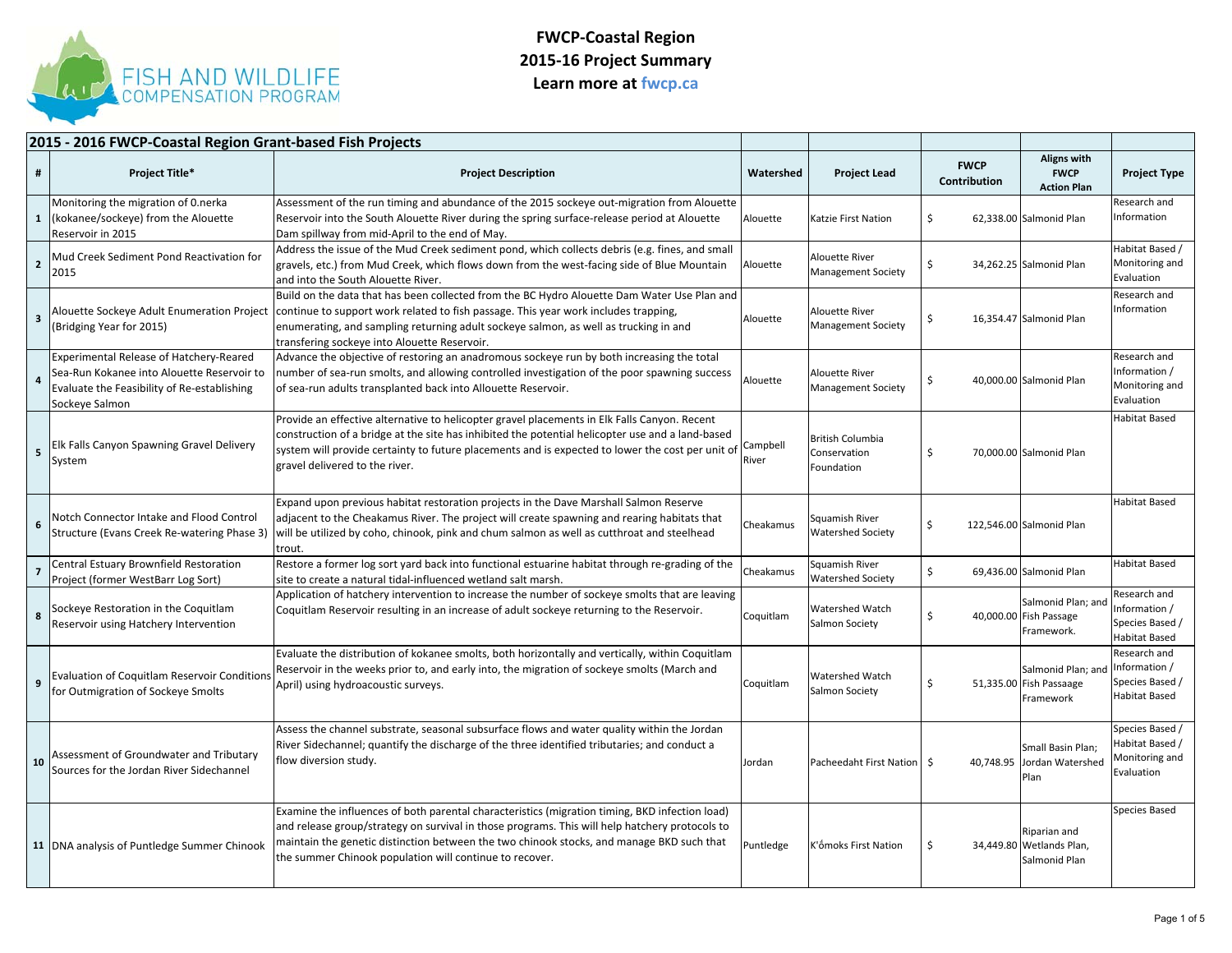# FWCP-Coastal Region
# 2015-16 Project Summary
# Learn more at fwcp.ca

| 2015 - 2016 FWCP-Coastal Region Grant-based Fish Projects | | | | | | | |
|---|---|---|---|---|---|---|---|
| # | Project Title* | Project Description | Watershed | Project Lead | FWCP Contribution | Aligns with FWCP Action Plan | Project Type |
| 1 | Monitoring the migration of 0.nerka (kokanee/sockeye) from the Alouette Reservoir in 2015 | Assessment of the run timing and abundance of the 2015 sockeye out-migration from Alouette Reservoir into the South Alouette River during the spring surface-release period at Alouette Dam spillway from mid-April to the end of May. | Alouette | Katzie First Nation | $ 62,338.00 | Salmonid Plan | Research and Information |
| 2 | Mud Creek Sediment Pond Reactivation for 2015 | Address the issue of the Mud Creek sediment pond, which collects debris (e.g. fines, and small gravels, etc.) from Mud Creek, which flows down from the west-facing side of Blue Mountain and into the South Alouette River. | Alouette | Alouette River Management Society | $ 34,262.25 | Salmonid Plan | Habitat Based / Monitoring and Evaluation |
| 3 | Alouette Sockeye Adult Enumeration Project (Bridging Year for 2015) | Build on the data that has been collected from the BC Hydro Alouette Dam Water Use Plan and continue to support work related to fish passage. This year work includes trapping, enumerating, and sampling returning adult sockeye salmon, as well as trucking in and transfering sockeye into Alouette Reservoir. | Alouette | Alouette River Management Society | $ 16,354.47 | Salmonid Plan | Research and Information |
| 4 | Experimental Release of Hatchery-Reared Sea-Run Kokanee into Alouette Reservoir to Evaluate the Feasibility of Re-establishing Sockeye Salmon | Advance the objective of restoring an anadromous sockeye run by both increasing the total number of sea-run smolts, and allowing controlled investigation of the poor spawning success of sea-run adults transplanted back into Allouette Reservoir. | Alouette | Alouette River Management Society | $ 40,000.00 | Salmonid Plan | Research and Information / Monitoring and Evaluation |
| 5 | Elk Falls Canyon Spawning Gravel Delivery System | Provide an effective alternative to helicopter gravel placements in Elk Falls Canyon. Recent construction of a bridge at the site has inhibited the potential helicopter use and a land-based system will provide certainty to future placements and is expected to lower the cost per unit of gravel delivered to the river. | Campbell River | British Columbia Conservation Foundation | $ 70,000.00 | Salmonid Plan | Habitat Based |
| 6 | Notch Connector Intake and Flood Control Structure (Evans Creek Re-watering Phase 3) | Expand upon previous habitat restoration projects in the Dave Marshall Salmon Reserve adjacent to the Cheakamus River. The project will create spawning and rearing habitats that will be utilized by coho, chinook, pink and chum salmon as well as cutthroat and steelhead trout. | Cheakamus | Squamish River Watershed Society | $ 122,546.00 | Salmonid Plan | Habitat Based |
| 7 | Central Estuary Brownfield Restoration Project (former WestBarr Log Sort) | Restore a former log sort yard back into functional estuarine habitat through re-grading of the site to create a natural tidal-influenced wetland salt marsh. | Cheakamus | Squamish River Watershed Society | $ 69,436.00 | Salmonid Plan | Habitat Based |
| 8 | Sockeye Restoration in the Coquitlam Reservoir using Hatchery Intervention | Application of hatchery intervention to increase the number of sockeye smolts that are leaving Coquitlam Reservoir resulting in an increase of adult sockeye returning to the Reservoir. | Coquitlam | Watershed Watch Salmon Society | $ 40,000.00 | Salmonid Plan; and Fish Passage Framework. | Research and Information / Species Based / Habitat Based |
| 9 | Evaluation of Coquitlam Reservoir Conditions for Outmigration of Sockeye Smolts | Evaluate the distribution of kokanee smolts, both horizontally and vertically, within Coquitlam Reservoir in the weeks prior to, and early into, the migration of sockeye smolts (March and April) using hydroacoustic surveys. | Coquitlam | Watershed Watch Salmon Society | $ 51,335.00 | Salmonid Plan; and Fish Passaage Framework | Research and Information / Species Based / Habitat Based |
| 10 | Assessment of Groundwater and Tributary Sources for the Jordan River Sidechannel | Assess the channel substrate, seasonal subsurface flows and water quality within the Jordan River Sidechannel; quantify the discharge of the three identified tributaries; and conduct a flow diversion study. | Jordan | Pacheedaht First Nation | $ 40,748.95 | Small Basin Plan; Jordan Watershed Plan | Species Based / Habitat Based / Monitoring and Evaluation |
| 11 | DNA analysis of Puntledge Summer Chinook | Examine the influences of both parental characteristics (migration timing, BKD infection load) and release group/strategy on survival in those programs. This will help hatchery protocols to maintain the genetic distinction between the two chinook stocks, and manage BKD such that the summer Chinook population will continue to recover. | Puntledge | K'ómoks First Nation | $ 34,449.80 | Riparian and Wetlands Plan, Salmonid Plan | Species Based |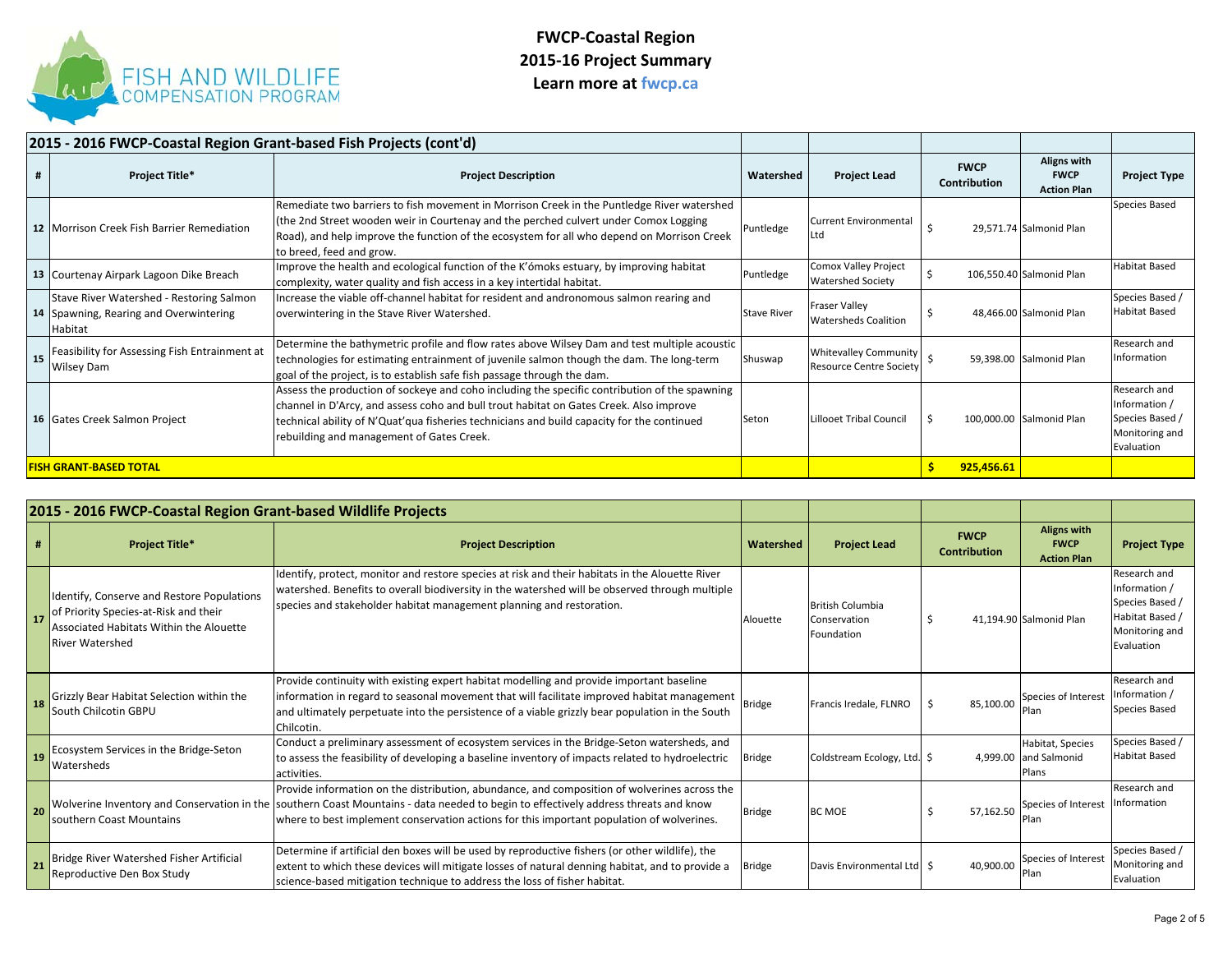# FWCP-Coastal Region
# 2015-16 Project Summary
# Learn more at fwcp.ca

## 2015 - 2016 FWCP-Coastal Region Grant-based Fish Projects (cont'd)

| # | Project Title* | Project Description | Watershed | Project Lead | FWCP Contribution | Aligns with FWCP Action Plan | Project Type |
|---|---|---|---|---|---|---|---|
| 12 | Morrison Creek Fish Barrier Remediation | Remediate two barriers to fish movement in Morrison Creek in the Puntledge River watershed (the 2nd Street wooden weir in Courtenay and the perched culvert under Comox Logging Road), and help improve the function of the ecosystem for all who depend on Morrison Creek to breed, feed and grow. | Puntledge | Current Environmental Ltd | $ 29,571.74 | Salmonid Plan | Species Based |
| 13 | Courtenay Airpark Lagoon Dike Breach | Improve the health and ecological function of the K'ómoks estuary, by improving habitat complexity, water quality and fish access in a key intertidal habitat. | Puntledge | Comox Valley Project Watershed Society | $ 106,550.40 | Salmonid Plan | Habitat Based |
| 14 | Stave River Watershed - Restoring Salmon Spawning, Rearing and Overwintering Habitat | Increase the viable off-channel habitat for resident and andronomous salmon rearing and overwintering in the Stave River Watershed. | Stave River | Fraser Valley Watersheds Coalition | $ 48,466.00 | Salmonid Plan | Species Based / Habitat Based |
| 15 | Feasibility for Assessing Fish Entrainment at Wilsey Dam | Determine the bathymetric profile and flow rates above Wilsey Dam and test multiple acoustic technologies for estimating entrainment of juvenile salmon though the dam. The long-term goal of the project, is to establish safe fish passage through the dam. | Shuswap | Whitevalley Community Resource Centre Society | $ 59,398.00 | Salmonid Plan | Research and Information |
| 16 | Gates Creek Salmon Project | Assess the production of sockeye and coho including the specific contribution of the spawning channel in D'Arcy, and assess coho and bull trout habitat on Gates Creek. Also improve technical ability of N'Quat'qua fisheries technicians and build capacity for the continued rebuilding and management of Gates Creek. | Seton | Lillooet Tribal Council | $ 100,000.00 | Salmonid Plan | Research and Information / Species Based / Monitoring and Evaluation |
| **FISH GRANT-BASED TOTAL** | | | | | **$ 925,456.61** | | |

## 2015 - 2016 FWCP-Coastal Region Grant-based Wildlife Projects

| # | Project Title* | Project Description | Watershed | Project Lead | FWCP Contribution | Aligns with FWCP Action Plan | Project Type |
|---|---|---|---|---|---|---|---|
| 17 | Identify, Conserve and Restore Populations of Priority Species-at-Risk and their Associated Habitats Within the Alouette River Watershed | Identify, protect, monitor and restore species at risk and their habitats in the Alouette River watershed. Benefits to overall biodiversity in the watershed will be observed through multiple species and stakeholder habitat management planning and restoration. | Alouette | British Columbia Conservation Foundation | $ 41,194.90 | Salmonid Plan | Research and Information / Species Based / Habitat Based / Monitoring and Evaluation |
| 18 | Grizzly Bear Habitat Selection within the South Chilcotin GBPU | Provide continuity with existing expert habitat modelling and provide important baseline information in regard to seasonal movement that will facilitate improved habitat management and ultimately perpetuate into the persistence of a viable grizzly bear population in the South Chilcotin. | Bridge | Francis Iredale, FLNRO | $ 85,100.00 | Species of Interest Plan | Research and Information / Species Based |
| 19 | Ecosystem Services in the Bridge-Seton Watersheds | Conduct a preliminary assessment of ecosystem services in the Bridge-Seton watersheds, and to assess the feasibility of developing a baseline inventory of impacts related to hydroelectric activities. | Bridge | Coldstream Ecology, Ltd. | $ 4,999.00 | Habitat, Species and Salmonid Plans | Species Based / Habitat Based |
| 20 | Wolverine Inventory and Conservation in the southern Coast Mountains | Provide information on the distribution, abundance, and composition of wolverines across the southern Coast Mountains - data needed to begin to effectively address threats and know where to best implement conservation actions for this important population of wolverines. | Bridge | BC MOE | $ 57,162.50 | Species of Interest Plan | Research and Information |
| 21 | Bridge River Watershed Fisher Artificial Reproductive Den Box Study | Determine if artificial den boxes will be used by reproductive fishers (or other wildlife), the extent to which these devices will mitigate losses of natural denning habitat, and to provide a science-based mitigation technique to address the loss of fisher habitat. | Bridge | Davis Environmental Ltd | $ 40,900.00 | Species of Interest Plan | Species Based / Monitoring and Evaluation |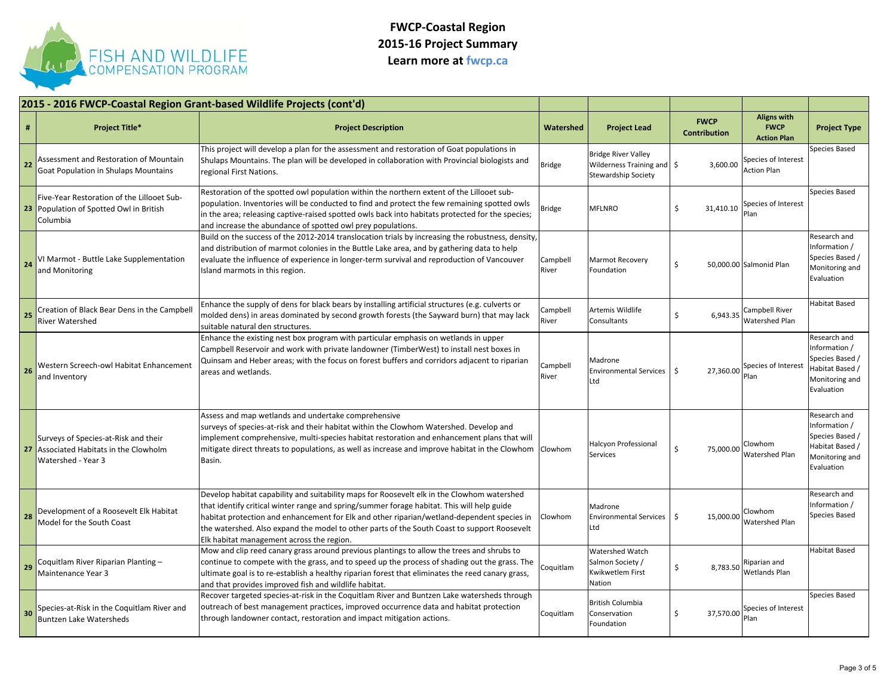# FWCP-Coastal Region
# 2015-16 Project Summary
**Learn more at fwcp.ca**

| 2015 - 2016 FWCP-Coastal Region Grant-based Wildlife Projects (cont'd) | | | | | | | |
|---|---|---|---|---|---|---|---|
| **#** | **Project Title*** | **Project Description** | **Watershed** | **Project Lead** | **FWCP Contribution** | **Aligns with FWCP Action Plan** | **Project Type** |
| 22 | Assessment and Restoration of Mountain Goat Population in Shulaps Mountains | This project will develop a plan for the assessment and restoration of Goat populations in Shulaps Mountains. The plan will be developed in collaboration with Provincial biologists and regional First Nations. | Bridge | Bridge River Valley Wilderness Training and Stewardship Society | $ 3,600.00 | Species of Interest Action Plan | Species Based |
| 23 | Five-Year Restoration of the Lillooet Sub-Population of Spotted Owl in British Columbia | Restoration of the spotted owl population within the northern extent of the Lillooet sub-population. Inventories will be conducted to find and protect the few remaining spotted owls in the area; releasing captive-raised spotted owls back into habitats protected for the species; and increase the abundance of spotted owl prey populations. | Bridge | MFLNRO | $ 31,410.10 | Species of Interest Plan | Species Based |
| 24 | VI Marmot - Buttle Lake Supplementation and Monitoring | Build on the success of the 2012-2014 translocation trials by increasing the robustness, density, and distribution of marmot colonies in the Buttle Lake area, and by gathering data to help evaluate the influence of experience in longer-term survival and reproduction of Vancouver Island marmots in this region. | Campbell River | Marmot Recovery Foundation | $ 50,000.00 | Salmonid Plan | Research and Information / Species Based / Monitoring and Evaluation |
| 25 | Creation of Black Bear Dens in the Campbell River Watershed | Enhance the supply of dens for black bears by installing artificial structures (e.g. culverts or molded dens) in areas dominated by second growth forests (the Sayward burn) that may lack suitable natural den structures. | Campbell River | Artemis Wildlife Consultants | $ 6,943.35 | Campbell River Watershed Plan | Habitat Based |
| 26 | Western Screech-owl Habitat Enhancement and Inventory | Enhance the existing nest box program with particular emphasis on wetlands in upper Campbell Reservoir and work with private landowner (TimberWest) to install nest boxes in Quinsam and Heber areas; with the focus on forest buffers and corridors adjacent to riparian areas and wetlands. | Campbell River | Madrone Environmental Services Ltd | $ 27,360.00 | Species of Interest Plan | Research and Information / Species Based / Habitat Based / Monitoring and Evaluation |
| 27 | Surveys of Species-at-Risk and their Associated Habitats in the Clowholm Watershed - Year 3 | Assess and map wetlands and undertake comprehensive surveys of species-at-risk and their habitat within the Clowhom Watershed. Develop and implement comprehensive, multi-species habitat restoration and enhancement plans that will mitigate direct threats to populations, as well as increase and improve habitat in the Clowhom Basin. | Clowhom | Halcyon Professional Services | $ 75,000.00 | Clowhom Watershed Plan | Research and Information / Species Based / Habitat Based / Monitoring and Evaluation |
| 28 | Development of a Roosevelt Elk Habitat Model for the South Coast | Develop habitat capability and suitability maps for Roosevelt elk in the Clowhom watershed that identify critical winter range and spring/summer forage habitat. This will help guide habitat protection and enhancement for Elk and other riparian/wetland-dependent species in the watershed. Also expand the model to other parts of the South Coast to support Roosevelt Elk habitat management across the region. | Clowhom | Madrone Environmental Services Ltd | $ 15,000.00 | Clowhom Watershed Plan | Research and Information / Species Based |
| 29 | Coquitlam River Riparian Planting – Maintenance Year 3 | Mow and clip reed canary grass around previous plantings to allow the trees and shrubs to continue to compete with the grass, and to speed up the process of shading out the grass. The ultimate goal is to re-establish a healthy riparian forest that eliminates the reed canary grass, and that provides improved fish and wildlife habitat. | Coquitlam | Watershed Watch Salmon Society / Kwikwetlem First Nation | $ 8,783.50 | Riparian and Wetlands Plan | Habitat Based |
| 30 | Species-at-Risk in the Coquitlam River and Buntzen Lake Watersheds | Recover targeted species-at-risk in the Coquitlam River and Buntzen Lake watersheds through outreach of best management practices, improved occurrence data and habitat protection through landowner contact, restoration and impact mitigation actions. | Coquitlam | British Columbia Conservation Foundation | $ 37,570.00 | Species of Interest Plan | Species Based |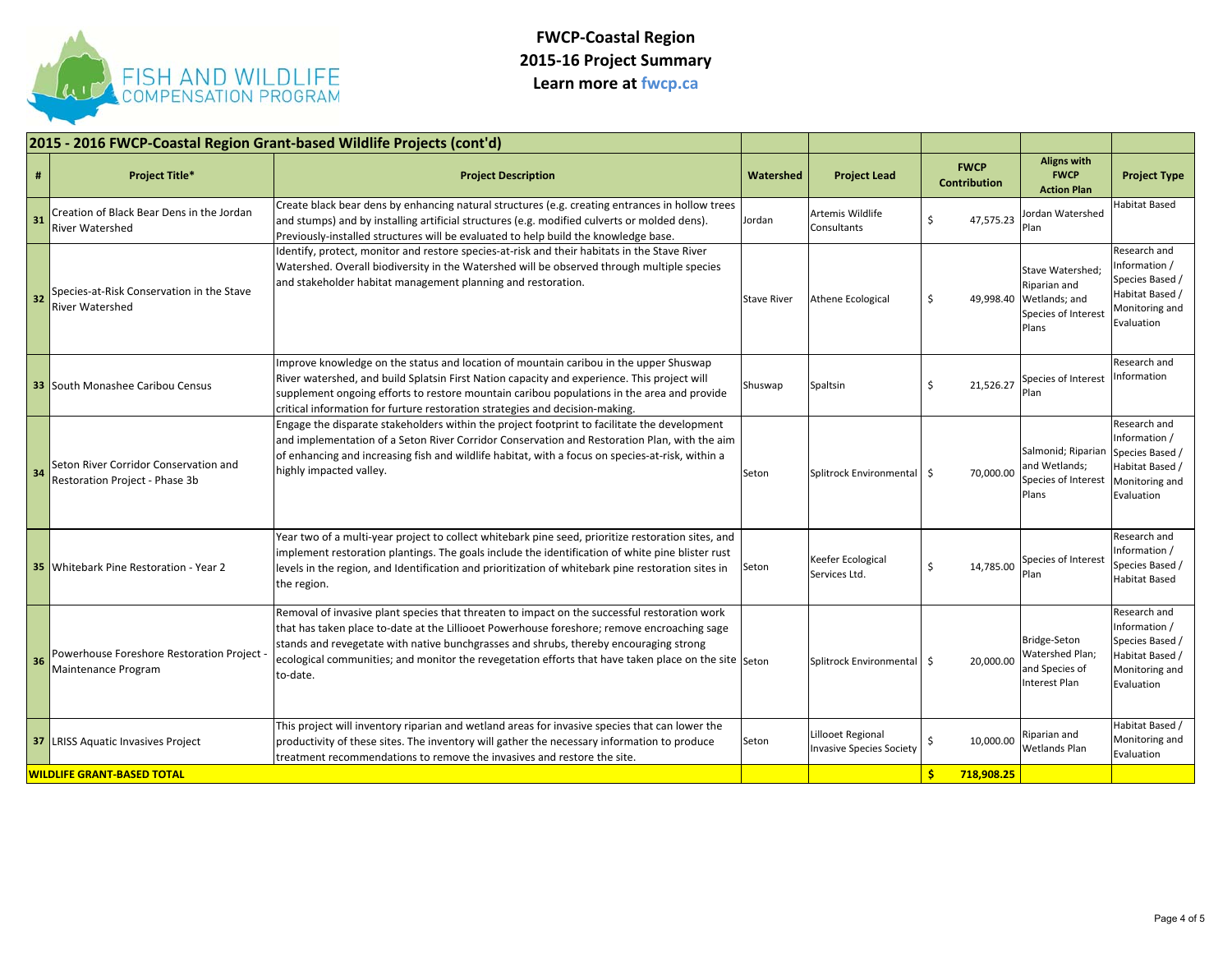**FWCP-Coastal Region**
**2015-16 Project Summary**
**Learn more at fwcp.ca**

## 2015 - 2016 FWCP-Coastal Region Grant-based Wildlife Projects (cont'd)

| # | Project Title* | Project Description | Watershed | Project Lead | FWCP Contribution | Aligns with FWCP Action Plan | Project Type |
|---|---|---|---|---|---|---|---|
| 31 | Creation of Black Bear Dens in the Jordan River Watershed | Create black bear dens by enhancing natural structures (e.g. creating entrances in hollow trees and stumps) and by installing artificial structures (e.g. modified culverts or molded dens). Previously-installed structures will be evaluated to help build the knowledge base. | Jordan | Artemis Wildlife Consultants | $ 47,575.23 | Jordan Watershed Plan | Habitat Based |
| 32 | Species-at-Risk Conservation in the Stave River Watershed | Identify, protect, monitor and restore species-at-risk and their habitats in the Stave River Watershed. Overall biodiversity in the Watershed will be observed through multiple species and stakeholder habitat management planning and restoration. | Stave River | Athene Ecological | $ 49,998.40 | Stave Watershed; Riparian and Wetlands; and Species of Interest Plans | Research and Information / Species Based / Habitat Based / Monitoring and Evaluation |
| 33 | South Monashee Caribou Census | Improve knowledge on the status and location of mountain caribou in the upper Shuswap River watershed, and build Splatsin First Nation capacity and experience. This project will supplement ongoing efforts to restore mountain caribou populations in the area and provide critical information for furture restoration strategies and decision-making. | Shuswap | Spaltsin | $ 21,526.27 | Species of Interest Plan | Research and Information |
| 34 | Seton River Corridor Conservation and Restoration Project - Phase 3b | Engage the disparate stakeholders within the project footprint to facilitate the development and implementation of a Seton River Corridor Conservation and Restoration Plan, with the aim of enhancing and increasing fish and wildlife habitat, with a focus on species-at-risk, within a highly impacted valley. | Seton | Splitrock Environmental | $ 70,000.00 | Salmonid; Riparian and Wetlands; Species of Interest Plans | Research and Information / Species Based / Habitat Based / Monitoring and Evaluation |
| 35 | Whitebark Pine Restoration - Year 2 | Year two of a multi-year project to collect whitebark pine seed, prioritize restoration sites, and implement restoration plantings. The goals include the identification of white pine blister rust levels in the region, and Identification and prioritization of whitebark pine restoration sites in the region. | Seton | Keefer Ecological Services Ltd. | $ 14,785.00 | Species of Interest Plan | Research and Information / Species Based / Habitat Based |
| 36 | Powerhouse Foreshore Restoration Project - Maintenance Program | Removal of invasive plant species that threaten to impact on the successful restoration work that has taken place to-date at the Lilliooet Powerhouse foreshore; remove encroaching sage stands and revegetate with native bunchgrasses and shrubs, thereby encouraging strong ecological communities; and monitor the revegetation efforts that have taken place on the site to-date. | Seton | Splitrock Environmental | $ 20,000.00 | Bridge-Seton Watershed Plan; and Species of Interest Plan | Research and Information / Species Based / Habitat Based / Monitoring and Evaluation |
| 37 | LRISS Aquatic Invasives Project | This project will inventory riparian and wetland areas for invasive species that can lower the productivity of these sites. The inventory will gather the necessary information to produce treatment recommendations to remove the invasives and restore the site. | Seton | Lillooet Regional Invasive Species Society | $ 10,000.00 | Riparian and Wetlands Plan | Habitat Based / Monitoring and Evaluation |
| **WILDLIFE GRANT-BASED TOTAL** | | | | | **$ 718,908.25** | | |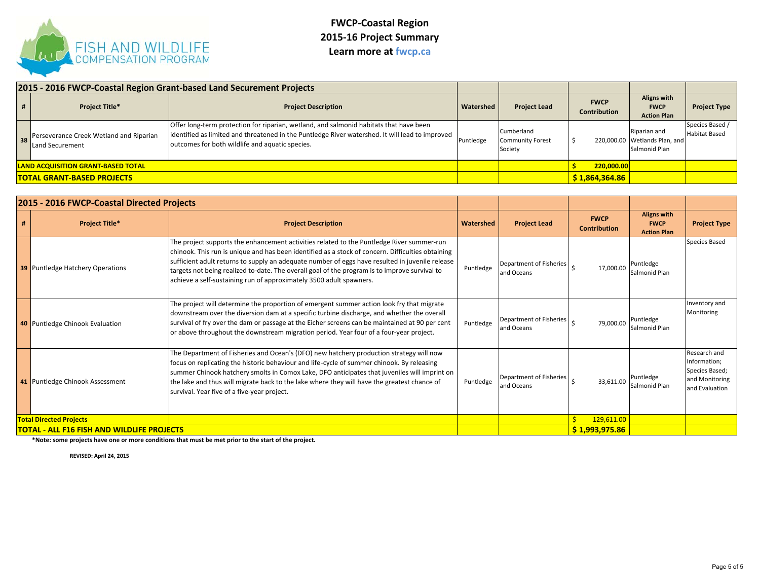# FWCP-Coastal Region
## 2015-16 Project Summary
**Learn more at fwcp.ca**

| 2015 - 2016 FWCP-Coastal Region Grant-based Land Securement Projects | | | | | | | |
|---|---|---|---|---|---|---|---|
| **#** | **Project Title*** | **Project Description** | **Watershed** | **Project Lead** | **FWCP Contribution** | **Aligns with FWCP Action Plan** | **Project Type** |
| 38 | Perseverance Creek Wetland and Riparian Land Securement | Offer long-term protection for riparian, wetland, and salmonid habitats that have been identified as limited and threatened in the Puntledge River watershed. It will lead to improved outcomes for both wildlife and aquatic species. | Puntledge | Cumberland Community Forest Society | $ 220,000.00 | Riparian and Wetlands Plan, and Salmonid Plan | Species Based / Habitat Based |
| **LAND ACQUISITION GRANT-BASED TOTAL** | | | | | **$ 220,000.00** | | |
| **TOTAL GRANT-BASED PROJECTS** | | | | | **$ 1,864,364.86** | | |

| 2015 - 2016 FWCP-Coastal Directed Projects | | | | | | | |
|---|---|---|---|---|---|---|---|
| **#** | **Project Title*** | **Project Description** | **Watershed** | **Project Lead** | **FWCP Contribution** | **Aligns with FWCP Action Plan** | **Project Type** |
| 39 | Puntledge Hatchery Operations | The project supports the enhancement activities related to the Puntledge River summer-run chinook. This run is unique and has been identified as a stock of concern. Difficulties obtaining sufficient adult returns to supply an adequate number of eggs have resulted in juvenile release targets not being realized to-date. The overall goal of the program is to improve survival to achieve a self-sustaining run of approximately 3500 adult spawners. | Puntledge | Department of Fisheries and Oceans | $ 17,000.00 | Puntledge Salmonid Plan | Species Based |
| 40 | Puntledge Chinook Evaluation | The project will determine the proportion of emergent summer action look fry that migrate downstream over the diversion dam at a specific turbine discharge, and whether the overall survival of fry over the dam or passage at the Eicher screens can be maintained at 90 per cent or above throughout the downstream migration period. Year four of a four-year project. | Puntledge | Department of Fisheries and Oceans | $ 79,000.00 | Puntledge Salmonid Plan | Inventory and Monitoring |
| 41 | Puntledge Chinook Assessment | The Department of Fisheries and Ocean's (DFO) new hatchery production strategy will now focus on replicating the historic behaviour and life-cycle of summer chinook. By releasing summer Chinook hatchery smolts in Comox Lake, DFO anticipates that juveniles will imprint on the lake and thus will migrate back to the lake where they will have the greatest chance of survival. Year five of a five-year project. | Puntledge | Department of Fisheries and Oceans | $ 33,611.00 | Puntledge Salmonid Plan | Research and Information; Species Based; and Monitoring and Evaluation |
| **Total Directed Projects** | | | | | $ 129,611.00 | | |
| **TOTAL - ALL F16 FISH AND WILDLIFE PROJECTS** | | | | | **$ 1,993,975.86** | | |

***Note: some projects have one or more conditions that must be met prior to the start of the project.**

**REVISED: April 24, 2015**